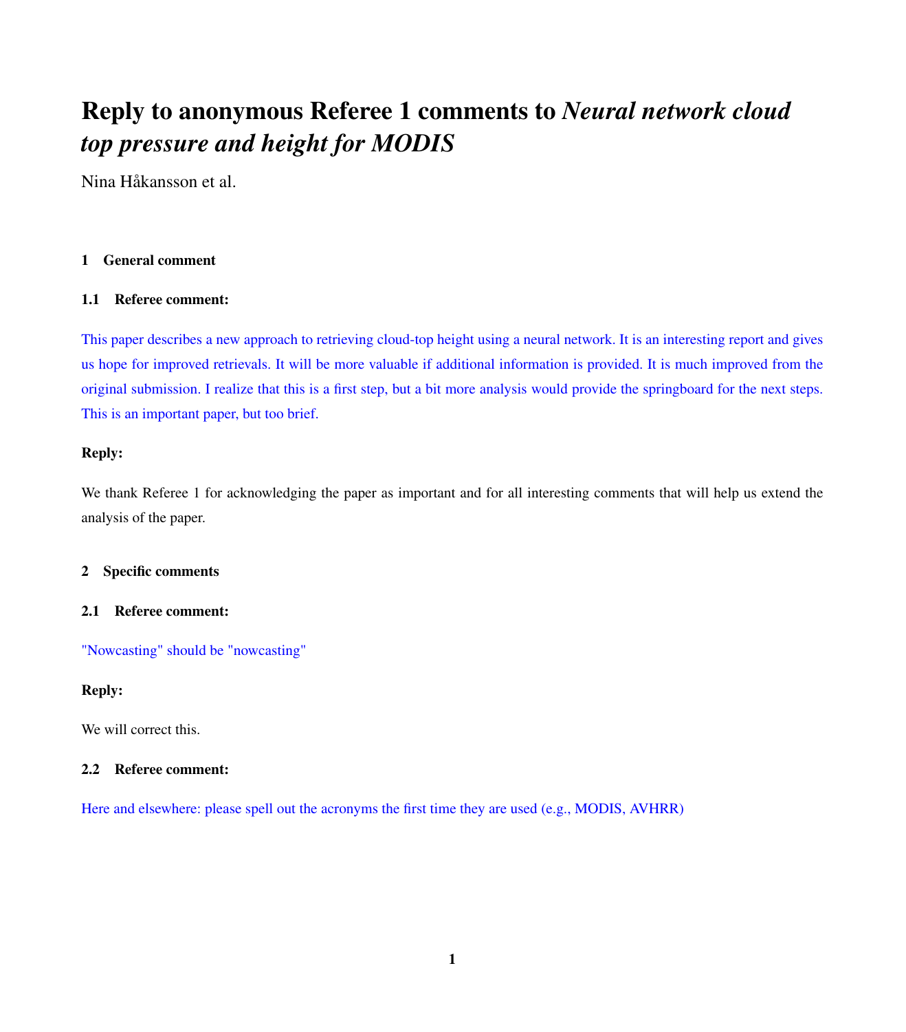# Reply to anonymous Referee 1 comments to *Neural network cloud top pressure and height for MODIS*

Nina Håkansson et al.

### 1 General comment

#### 1.1 Referee comment:

This paper describes a new approach to retrieving cloud-top height using a neural network. It is an interesting report and gives us hope for improved retrievals. It will be more valuable if additional information is provided. It is much improved from the original submission. I realize that this is a first step, but a bit more analysis would provide the springboard for the next steps. This is an important paper, but too brief.

**Reply:**

We thank Referee 1 for acknowledging the paper as important and for all interesting comments that will help us extend the analysis of the paper.

### 2 Specific comments

#### 2.1 Referee comment:

"Nowcasting" should be "nowcasting"

**Reply:**

We will correct this.

#### 2.2 Referee comment:

Here and elsewhere: please spell out the acronyms the first time they are used (e.g., MODIS, AVHRR)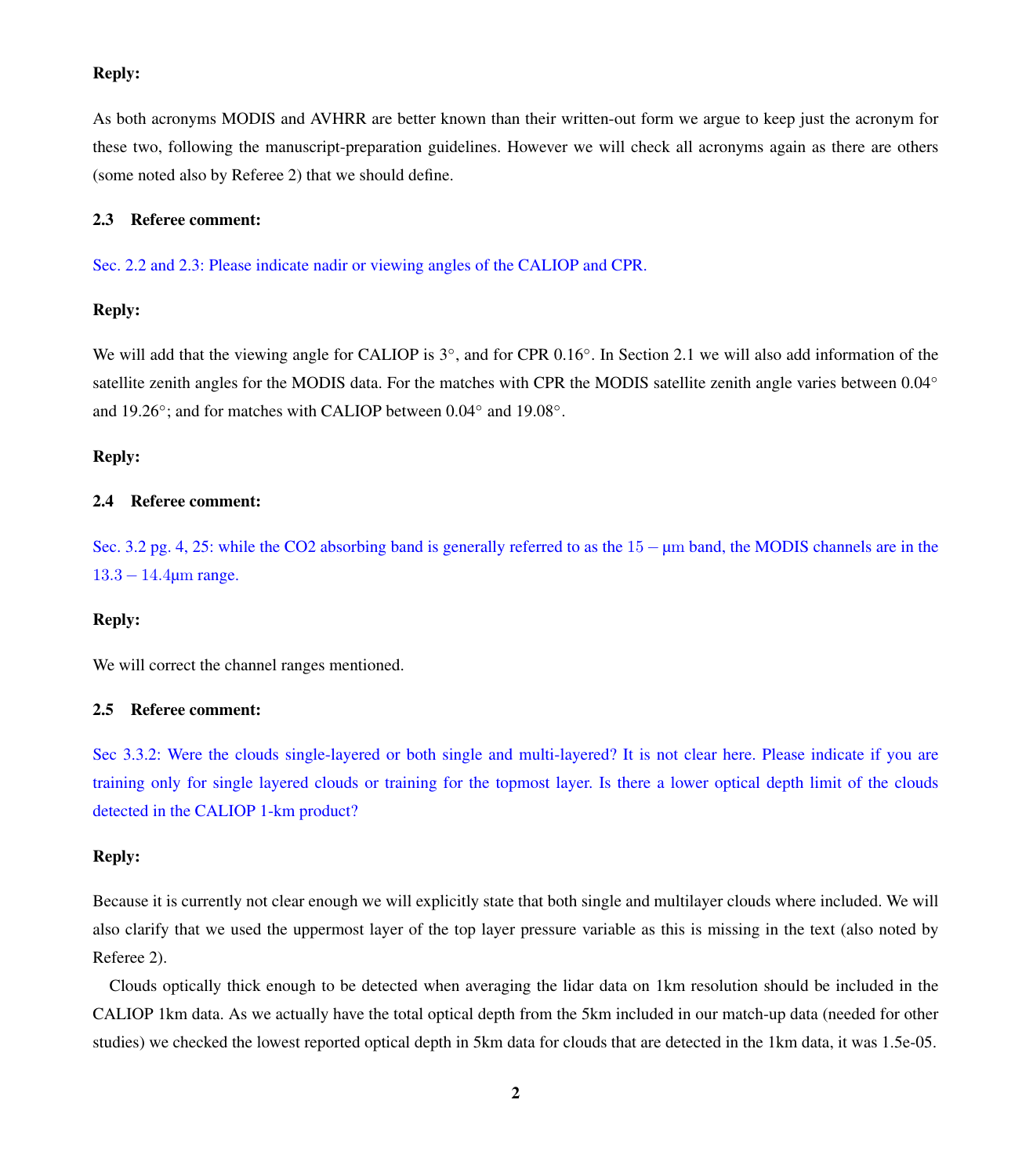**Reply:**

As both acronyms MODIS and AVHRR are better known than their written-out form we argue to keep just the acronym for these two, following the manuscript-preparation guidelines. However we will check all acronyms again as there are others (some noted also by Referee 2) that we should define.

### 2.3 Referee comment:

Sec. 2.2 and 2.3: Please indicate nadir or viewing angles of the CALIOP and CPR.

**Reply:**

We will add that the viewing angle for CALIOP is 3°, and for CPR 0.16°. In Section 2.1 we will also add information of the satellite zenith angles for the MODIS data. For the matches with CPR the MODIS satellite zenith angle varies between 0.04° and 19.26°; and for matches with CALIOP between 0.04° and 19.08°.

**Reply:**

### 2.4 Referee comment:

Sec. 3.2 pg. 4, 25: while the $CO_2$ absorbing band is generally referred to as the $15-\mu m$ band, the MODIS channels are in the $13.3-14.4\mu m$ range.

**Reply:**

We will correct the channel ranges mentioned.

### 2.5 Referee comment:

Sec 3.3.2: Were the clouds single-layered or both single and multi-layered? It is not clear here. Please indicate if you are training only for single layered clouds or training for the topmost layer. Is there a lower optical depth limit of the clouds detected in the CALIOP 1-km product?

**Reply:**

Because it is currently not clear enough we will explicitly state that both single and multilayer clouds where included. We will also clarify that we used the uppermost layer of the top layer pressure variable as this is missing in the text (also noted by Referee 2).

Clouds optically thick enough to be detected when averaging the lidar data on 1km resolution should be included in the CALIOP 1km data. As we actually have the total optical depth from the 5km included in our match-up data (needed for other studies) we checked the lowest reported optical depth in 5km data for clouds that are detected in the 1km data, it was 1.5e-05.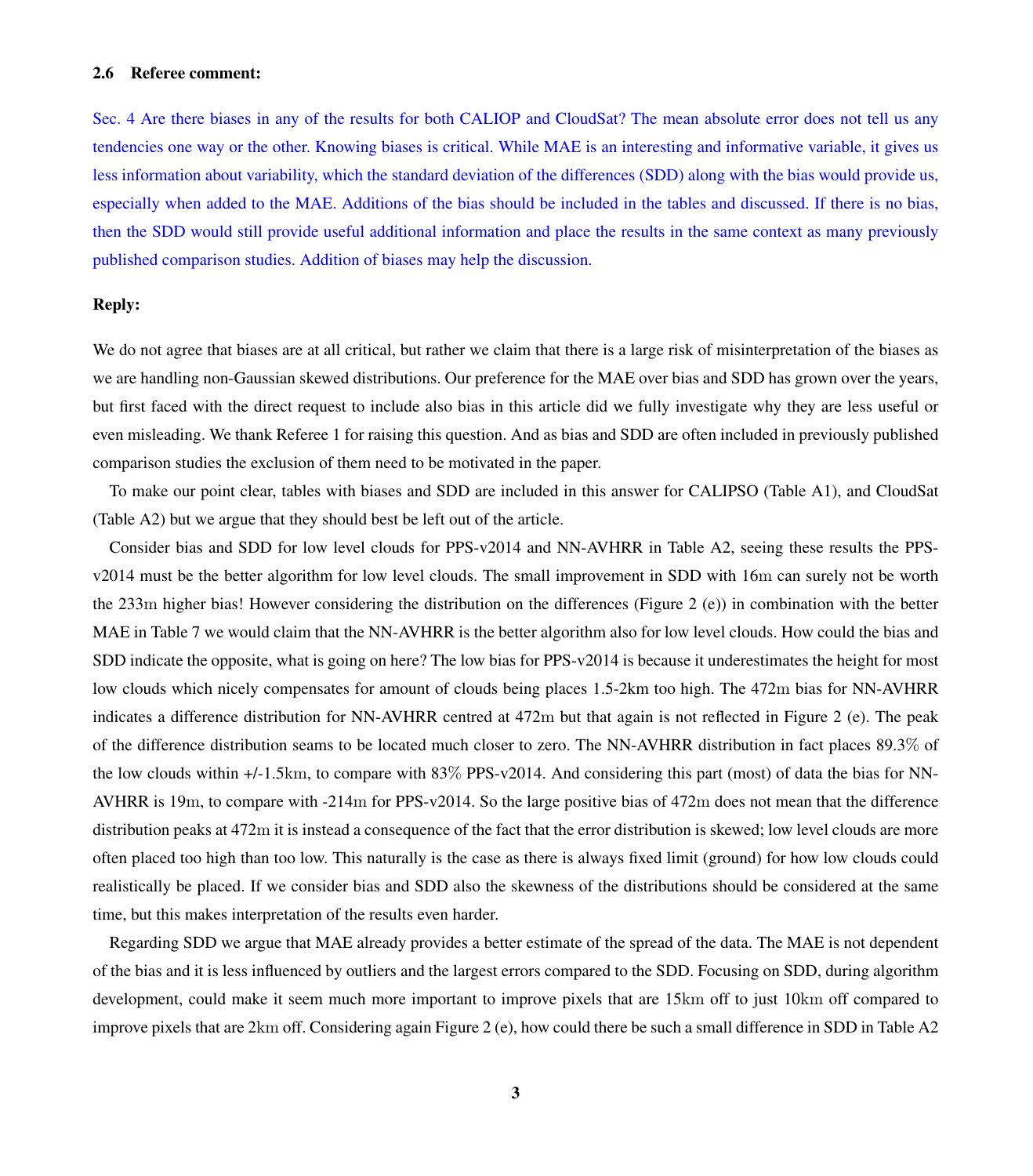### 2.6 Referee comment:

Sec. 4 Are there biases in any of the results for both CALIOP and CloudSat? The mean absolute error does not tell us any tendencies one way or the other. Knowing biases is critical. While MAE is an interesting and informative variable, it gives us less information about variability, which the standard deviation of the differences (SDD) along with the bias would provide us, especially when added to the MAE. Additions of the bias should be included in the tables and discussed. If there is no bias, then the SDD would still provide useful additional information and place the results in the same context as many previously published comparison studies. Addition of biases may help the discussion.

**Reply:**

We do not agree that biases are at all critical, but rather we claim that there is a large risk of misinterpretation of the biases as we are handling non-Gaussian skewed distributions. Our preference for the MAE over bias and SDD has grown over the years, but first faced with the direct request to include also bias in this article did we fully investigate why they are less useful or even misleading. We thank Referee 1 for raising this question. And as bias and SDD are often included in previously published comparison studies the exclusion of them need to be motivated in the paper.

To make our point clear, tables with biases and SDD are included in this answer for CALIPSO (Table A1), and CloudSat (Table A2) but we argue that they should best be left out of the article.

Consider bias and SDD for low level clouds for PPS-v2014 and NN-AVHRR in Table A2, seeing these results the PPS-v2014 must be the better algorithm for low level clouds. The small improvement in SDD with 16m can surely not be worth the 233m higher bias! However considering the distribution on the differences (Figure 2 (e)) in combination with the better MAE in Table 7 we would claim that the NN-AVHRR is the better algorithm also for low level clouds. How could the bias and SDD indicate the opposite, what is going on here? The low bias for PPS-v2014 is because it underestimates the height for most low clouds which nicely compensates for amount of clouds being places 1.5-2km too high. The 472m bias for NN-AVHRR indicates a difference distribution for NN-AVHRR centred at 472m but that again is not reflected in Figure 2 (e). The peak of the difference distribution seams to be located much closer to zero. The NN-AVHRR distribution in fact places 89.3% of the low clouds within +/-1.5km, to compare with 83% PPS-v2014. And considering this part (most) of data the bias for NN-AVHRR is 19m, to compare with -214m for PPS-v2014. So the large positive bias of 472m does not mean that the difference distribution peaks at 472m it is instead a consequence of the fact that the error distribution is skewed; low level clouds are more often placed too high than too low. This naturally is the case as there is always fixed limit (ground) for how low clouds could realistically be placed. If we consider bias and SDD also the skewness of the distributions should be considered at the same time, but this makes interpretation of the results even harder.

Regarding SDD we argue that MAE already provides a better estimate of the spread of the data. The MAE is not dependent of the bias and it is less influenced by outliers and the largest errors compared to the SDD. Focusing on SDD, during algorithm development, could make it seem much more important to improve pixels that are 15km off to just 10km off compared to improve pixels that are 2km off. Considering again Figure 2 (e), how could there be such a small difference in SDD in Table A2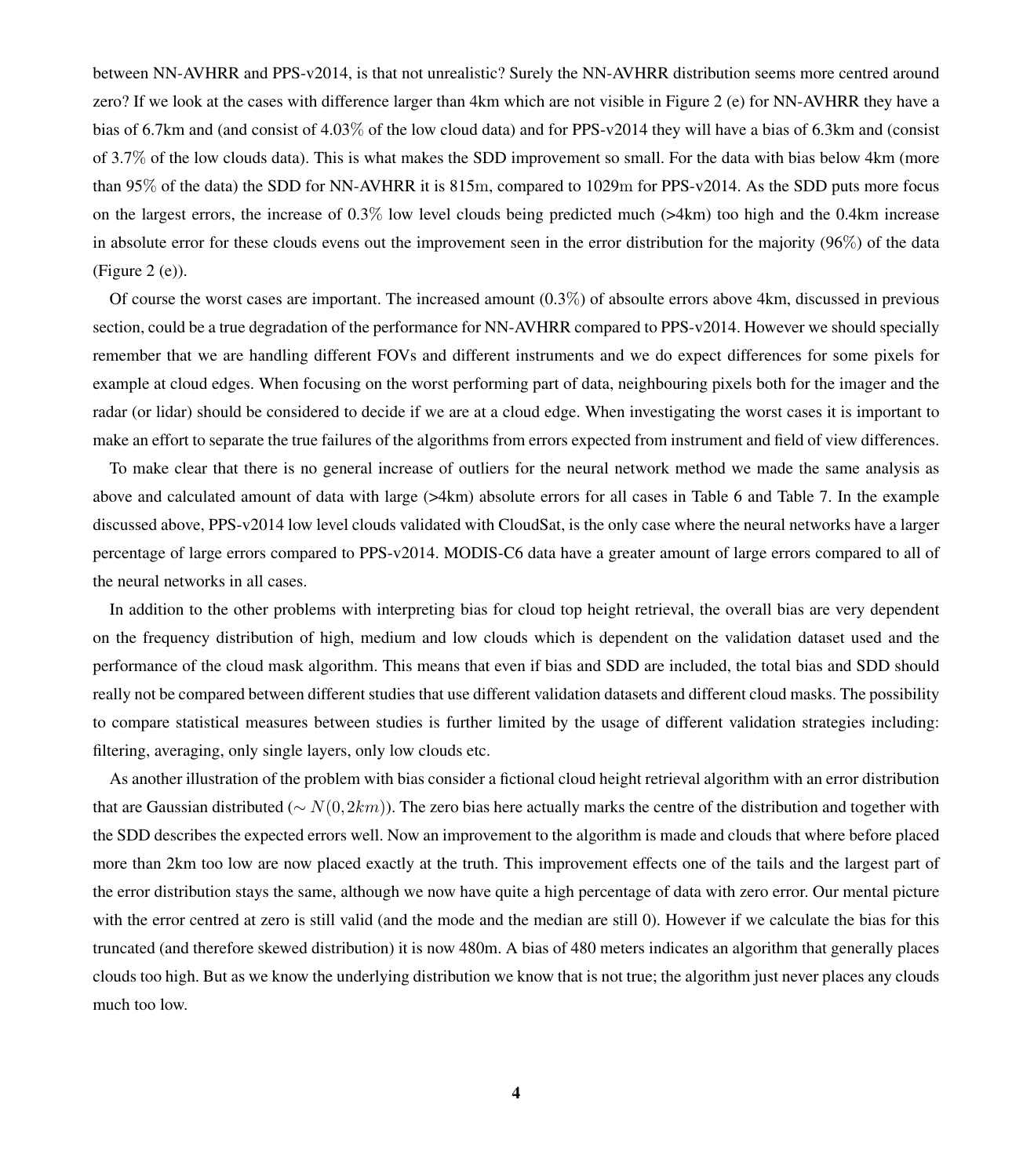between NN-AVHRR and PPS-v2014, is that not unrealistic? Surely the NN-AVHRR distribution seems more centred around zero? If we look at the cases with difference larger than 4km which are not visible in Figure 2 (e) for NN-AVHRR they have a bias of 6.7km and (and consist of 4.03% of the low cloud data) and for PPS-v2014 they will have a bias of 6.3km and (consist of 3.7% of the low clouds data). This is what makes the SDD improvement so small. For the data with bias below 4km (more than 95% of the data) the SDD for NN-AVHRR it is 815m, compared to 1029m for PPS-v2014. As the SDD puts more focus on the largest errors, the increase of 0.3% low level clouds being predicted much (>4km) too high and the 0.4km increase in absolute error for these clouds evens out the improvement seen in the error distribution for the majority (96%) of the data (Figure 2 (e)).

Of course the worst cases are important. The increased amount (0.3%) of absoulte errors above 4km, discussed in previous section, could be a true degradation of the performance for NN-AVHRR compared to PPS-v2014. However we should specially remember that we are handling different FOVs and different instruments and we do expect differences for some pixels for example at cloud edges. When focusing on the worst performing part of data, neighbouring pixels both for the imager and the radar (or lidar) should be considered to decide if we are at a cloud edge. When investigating the worst cases it is important to make an effort to separate the true failures of the algorithms from errors expected from instrument and field of view differences.

To make clear that there is no general increase of outliers for the neural network method we made the same analysis as above and calculated amount of data with large (>4km) absolute errors for all cases in Table 6 and Table 7. In the example discussed above, PPS-v2014 low level clouds validated with CloudSat, is the only case where the neural networks have a larger percentage of large errors compared to PPS-v2014. MODIS-C6 data have a greater amount of large errors compared to all of the neural networks in all cases.

In addition to the other problems with interpreting bias for cloud top height retrieval, the overall bias are very dependent on the frequency distribution of high, medium and low clouds which is dependent on the validation dataset used and the performance of the cloud mask algorithm. This means that even if bias and SDD are included, the total bias and SDD should really not be compared between different studies that use different validation datasets and different cloud masks. The possibility to compare statistical measures between studies is further limited by the usage of different validation strategies including: filtering, averaging, only single layers, only low clouds etc.

As another illustration of the problem with bias consider a fictional cloud height retrieval algorithm with an error distribution that are Gaussian distributed ($\sim N(0, 2km)$). The zero bias here actually marks the centre of the distribution and together with the SDD describes the expected errors well. Now an improvement to the algorithm is made and clouds that where before placed more than 2km too low are now placed exactly at the truth. This improvement effects one of the tails and the largest part of the error distribution stays the same, although we now have quite a high percentage of data with zero error. Our mental picture with the error centred at zero is still valid (and the mode and the median are still 0). However if we calculate the bias for this truncated (and therefore skewed distribution) it is now 480m. A bias of 480 meters indicates an algorithm that generally places clouds too high. But as we know the underlying distribution we know that is not true; the algorithm just never places any clouds much too low.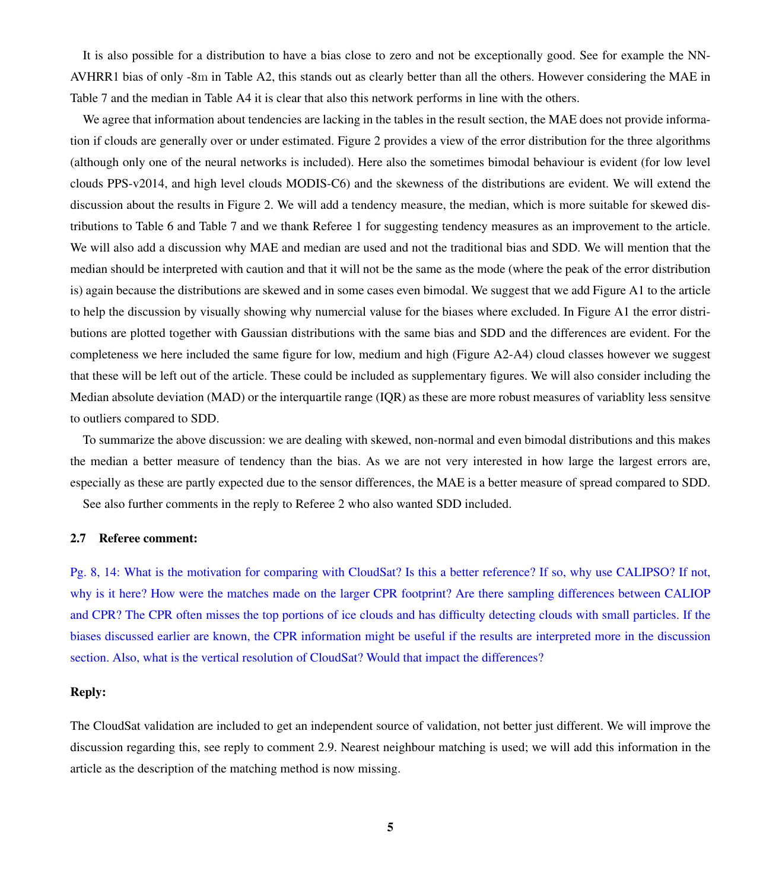It is also possible for a distribution to have a bias close to zero and not be exceptionally good. See for example the NN-AVHRR1 bias of only -8m in Table A2, this stands out as clearly better than all the others. However considering the MAE in Table 7 and the median in Table A4 it is clear that also this network performs in line with the others.

We agree that information about tendencies are lacking in the tables in the result section, the MAE does not provide information if clouds are generally over or under estimated. Figure 2 provides a view of the error distribution for the three algorithms (although only one of the neural networks is included). Here also the sometimes bimodal behaviour is evident (for low level clouds PPS-v2014, and high level clouds MODIS-C6) and the skewness of the distributions are evident. We will extend the discussion about the results in Figure 2. We will add a tendency measure, the median, which is more suitable for skewed distributions to Table 6 and Table 7 and we thank Referee 1 for suggesting tendency measures as an improvement to the article. We will also add a discussion why MAE and median are used and not the traditional bias and SDD. We will mention that the median should be interpreted with caution and that it will not be the same as the mode (where the peak of the error distribution is) again because the distributions are skewed and in some cases even bimodal. We suggest that we add Figure A1 to the article to help the discussion by visually showing why numercial valuse for the biases where excluded. In Figure A1 the error distributions are plotted together with Gaussian distributions with the same bias and SDD and the differences are evident. For the completeness we here included the same figure for low, medium and high (Figure A2-A4) cloud classes however we suggest that these will be left out of the article. These could be included as supplementary figures. We will also consider including the Median absolute deviation (MAD) or the interquartile range (IQR) as these are more robust measures of variablity less sensitve to outliers compared to SDD.

To summarize the above discussion: we are dealing with skewed, non-normal and even bimodal distributions and this makes the median a better measure of tendency than the bias. As we are not very interested in how large the largest errors are, especially as these are partly expected due to the sensor differences, the MAE is a better measure of spread compared to SDD.

See also further comments in the reply to Referee 2 who also wanted SDD included.

### 2.7 Referee comment:

Pg. 8, 14: What is the motivation for comparing with CloudSat? Is this a better reference? If so, why use CALIPSO? If not, why is it here? How were the matches made on the larger CPR footprint? Are there sampling differences between CALIOP and CPR? The CPR often misses the top portions of ice clouds and has difficulty detecting clouds with small particles. If the biases discussed earlier are known, the CPR information might be useful if the results are interpreted more in the discussion section. Also, what is the vertical resolution of CloudSat? Would that impact the differences?

### Reply:

The CloudSat validation are included to get an independent source of validation, not better just different. We will improve the discussion regarding this, see reply to comment 2.9. Nearest neighbour matching is used; we will add this information in the article as the description of the matching method is now missing.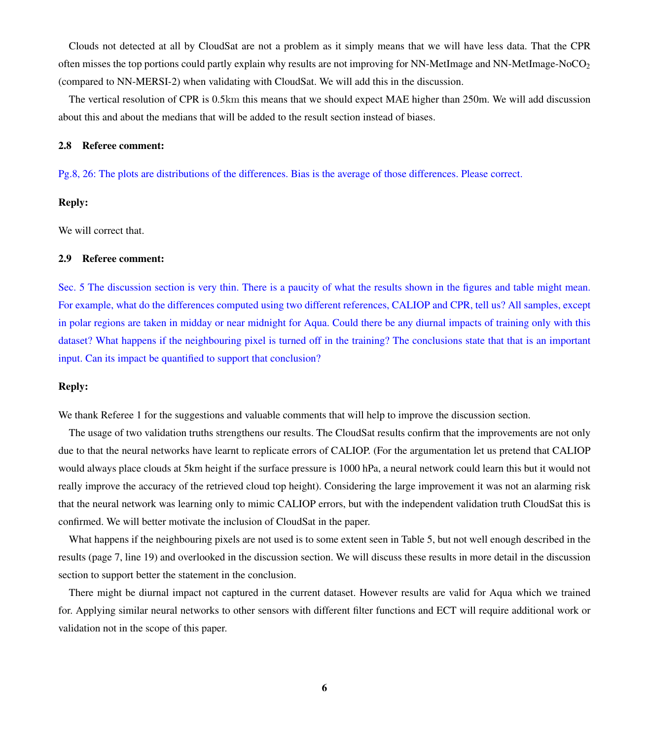Clouds not detected at all by CloudSat are not a problem as it simply means that we will have less data. That the CPR often misses the top portions could partly explain why results are not improving for NN-MetImage and NN-MetImage-No$CO_2$ (compared to NN-MERSI-2) when validating with CloudSat. We will add this in the discussion.

The vertical resolution of CPR is 0.5km this means that we should expect MAE higher than 250m. We will add discussion about this and about the medians that will be added to the result section instead of biases.

### 2.8 Referee comment:

Pg.8, 26: The plots are distributions of the differences. Bias is the average of those differences. Please correct.

**Reply:**

We will correct that.

### 2.9 Referee comment:

Sec. 5 The discussion section is very thin. There is a paucity of what the results shown in the figures and table might mean. For example, what do the differences computed using two different references, CALIOP and CPR, tell us? All samples, except in polar regions are taken in midday or near midnight for Aqua. Could there be any diurnal impacts of training only with this dataset? What happens if the neighbouring pixel is turned off in the training? The conclusions state that that is an important input. Can its impact be quantified to support that conclusion?

**Reply:**

We thank Referee 1 for the suggestions and valuable comments that will help to improve the discussion section.

The usage of two validation truths strengthens our results. The CloudSat results confirm that the improvements are not only due to that the neural networks have learnt to replicate errors of CALIOP. (For the argumentation let us pretend that CALIOP would always place clouds at 5km height if the surface pressure is 1000 hPa, a neural network could learn this but it would not really improve the accuracy of the retrieved cloud top height). Considering the large improvement it was not an alarming risk that the neural network was learning only to mimic CALIOP errors, but with the independent validation truth CloudSat this is confirmed. We will better motivate the inclusion of CloudSat in the paper.

What happens if the neighbouring pixels are not used is to some extent seen in Table 5, but not well enough described in the results (page 7, line 19) and overlooked in the discussion section. We will discuss these results in more detail in the discussion section to support better the statement in the conclusion.

There might be diurnal impact not captured in the current dataset. However results are valid for Aqua which we trained for. Applying similar neural networks to other sensors with different filter functions and ECT will require additional work or validation not in the scope of this paper.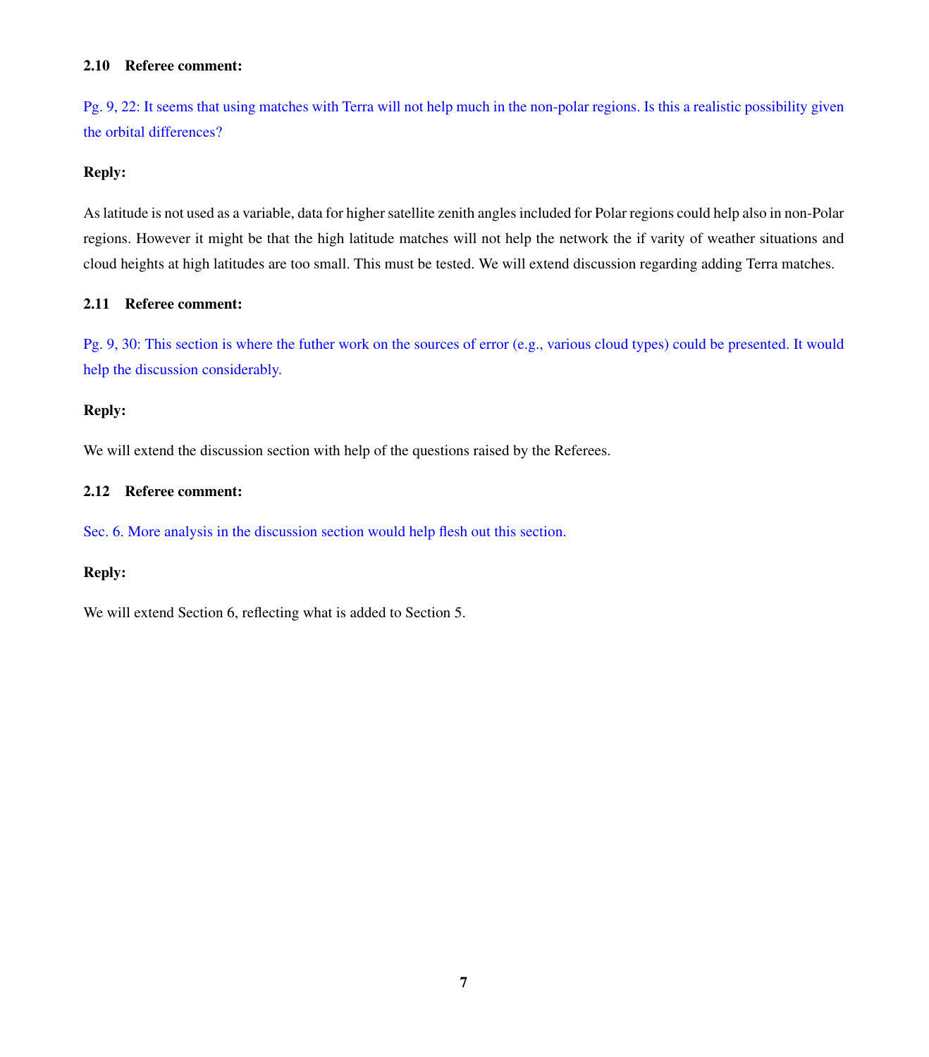### 2.10 Referee comment:

Pg. 9, 22: It seems that using matches with Terra will not help much in the non-polar regions. Is this a realistic possibility given the orbital differences?

**Reply:**

As latitude is not used as a variable, data for higher satellite zenith angles included for Polar regions could help also in non-Polar regions. However it might be that the high latitude matches will not help the network the if varity of weather situations and cloud heights at high latitudes are too small. This must be tested. We will extend discussion regarding adding Terra matches.

### 2.11 Referee comment:

Pg. 9, 30: This section is where the futher work on the sources of error (e.g., various cloud types) could be presented. It would help the discussion considerably.

**Reply:**

We will extend the discussion section with help of the questions raised by the Referees.

### 2.12 Referee comment:

Sec. 6. More analysis in the discussion section would help flesh out this section.

**Reply:**

We will extend Section 6, reflecting what is added to Section 5.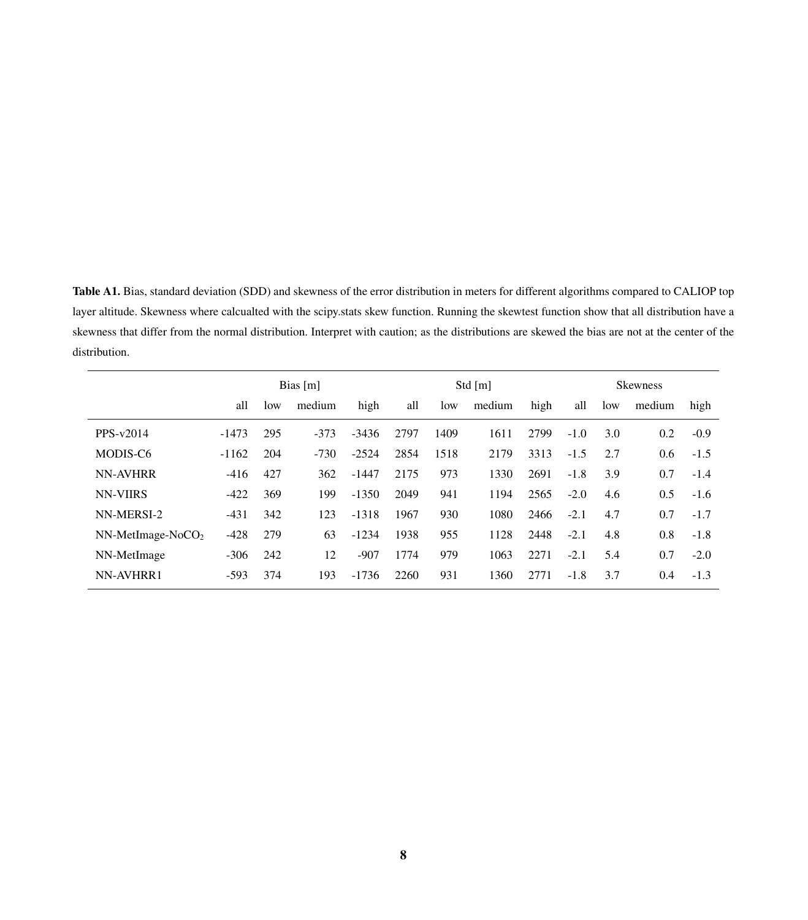**Table A1.** Bias, standard deviation (SDD) and skewness of the error distribution in meters for different algorithms compared to CALIOP top layer altitude. Skewness where calcualted with the scipy.stats skew function. Running the skewtest function show that all distribution have a skewness that differ from the normal distribution. Interpret with caution; as the distributions are skewed the bias are not at the center of the distribution.

| | Bias [m] | | | | Std [m] | | | | Skewness | | | |
|---|---|---|---|---|---|---|---|---|---|---|---|---|
| | all | low | medium | high | all | low | medium | high | all | low | medium | high |
| PPS-v2014 | -1473 | 295 | -373 | -3436 | 2797 | 1409 | 1611 | 2799 | -1.0 | 3.0 | 0.2 | -0.9 |
| MODIS-C6 | -1162 | 204 | -730 | -2524 | 2854 | 1518 | 2179 | 3313 | -1.5 | 2.7 | 0.6 | -1.5 |
| NN-AVHRR | -416 | 427 | 362 | -1447 | 2175 | 973 | 1330 | 2691 | -1.8 | 3.9 | 0.7 | -1.4 |
| NN-VIIRS | -422 | 369 | 199 | -1350 | 2049 | 941 | 1194 | 2565 | -2.0 | 4.6 | 0.5 | -1.6 |
| NN-MERSI-2 | -431 | 342 | 123 | -1318 | 1967 | 930 | 1080 | 2466 | -2.1 | 4.7 | 0.7 | -1.7 |
| NN-MetImage-No$CO_2$ | -428 | 279 | 63 | -1234 | 1938 | 955 | 1128 | 2448 | -2.1 | 4.8 | 0.8 | -1.8 |
| NN-MetImage | -306 | 242 | 12 | -907 | 1774 | 979 | 1063 | 2271 | -2.1 | 5.4 | 0.7 | -2.0 |
| NN-AVHRR1 | -593 | 374 | 193 | -1736 | 2260 | 931 | 1360 | 2771 | -1.8 | 3.7 | 0.4 | -1.3 |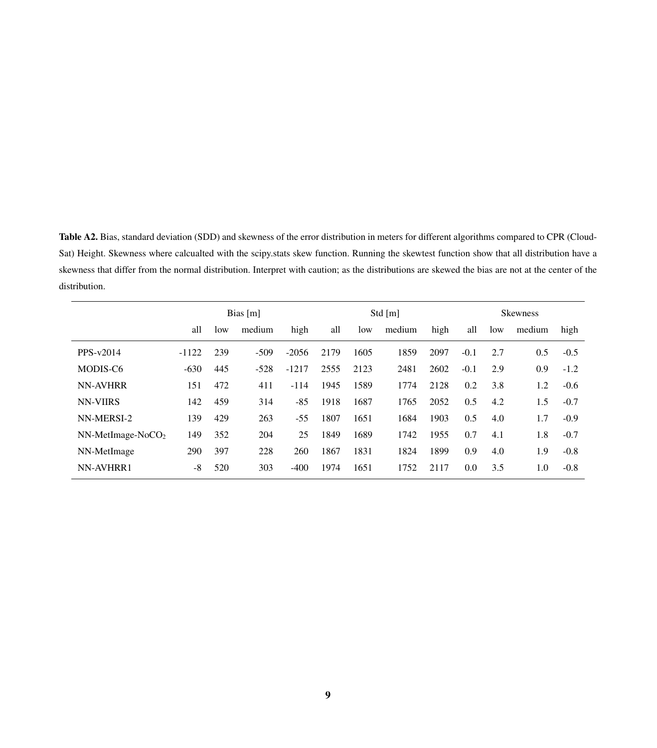**Table A2.** Bias, standard deviation (SDD) and skewness of the error distribution in meters for different algorithms compared to CPR (CloudSat) Height. Skewness where calcualted with the scipy.stats skew function. Running the skewtest function show that all distribution have a skewness that differ from the normal distribution. Interpret with caution; as the distributions are skewed the bias are not at the center of the distribution.

| | Bias [m] | | | | Std [m] | | | | Skewness | | | |
|---|---|---|---|---|---|---|---|---|---|---|---|---|
| | all | low | medium | high | all | low | medium | high | all | low | medium | high |
| PPS-v2014 | -1122 | 239 | -509 | -2056 | 2179 | 1605 | 1859 | 2097 | -0.1 | 2.7 | 0.5 | -0.5 |
| MODIS-C6 | -630 | 445 | -528 | -1217 | 2555 | 2123 | 2481 | 2602 | -0.1 | 2.9 | 0.9 | -1.2 |
| NN-AVHRR | 151 | 472 | 411 | -114 | 1945 | 1589 | 1774 | 2128 | 0.2 | 3.8 | 1.2 | -0.6 |
| NN-VIIRS | 142 | 459 | 314 | -85 | 1918 | 1687 | 1765 | 2052 | 0.5 | 4.2 | 1.5 | -0.7 |
| NN-MERSI-2 | 139 | 429 | 263 | -55 | 1807 | 1651 | 1684 | 1903 | 0.5 | 4.0 | 1.7 | -0.9 |
| NN-MetImage-No$CO_2$ | 149 | 352 | 204 | 25 | 1849 | 1689 | 1742 | 1955 | 0.7 | 4.1 | 1.8 | -0.7 |
| NN-MetImage | 290 | 397 | 228 | 260 | 1867 | 1831 | 1824 | 1899 | 0.9 | 4.0 | 1.9 | -0.8 |
| NN-AVHRR1 | -8 | 520 | 303 | -400 | 1974 | 1651 | 1752 | 2117 | 0.0 | 3.5 | 1.0 | -0.8 |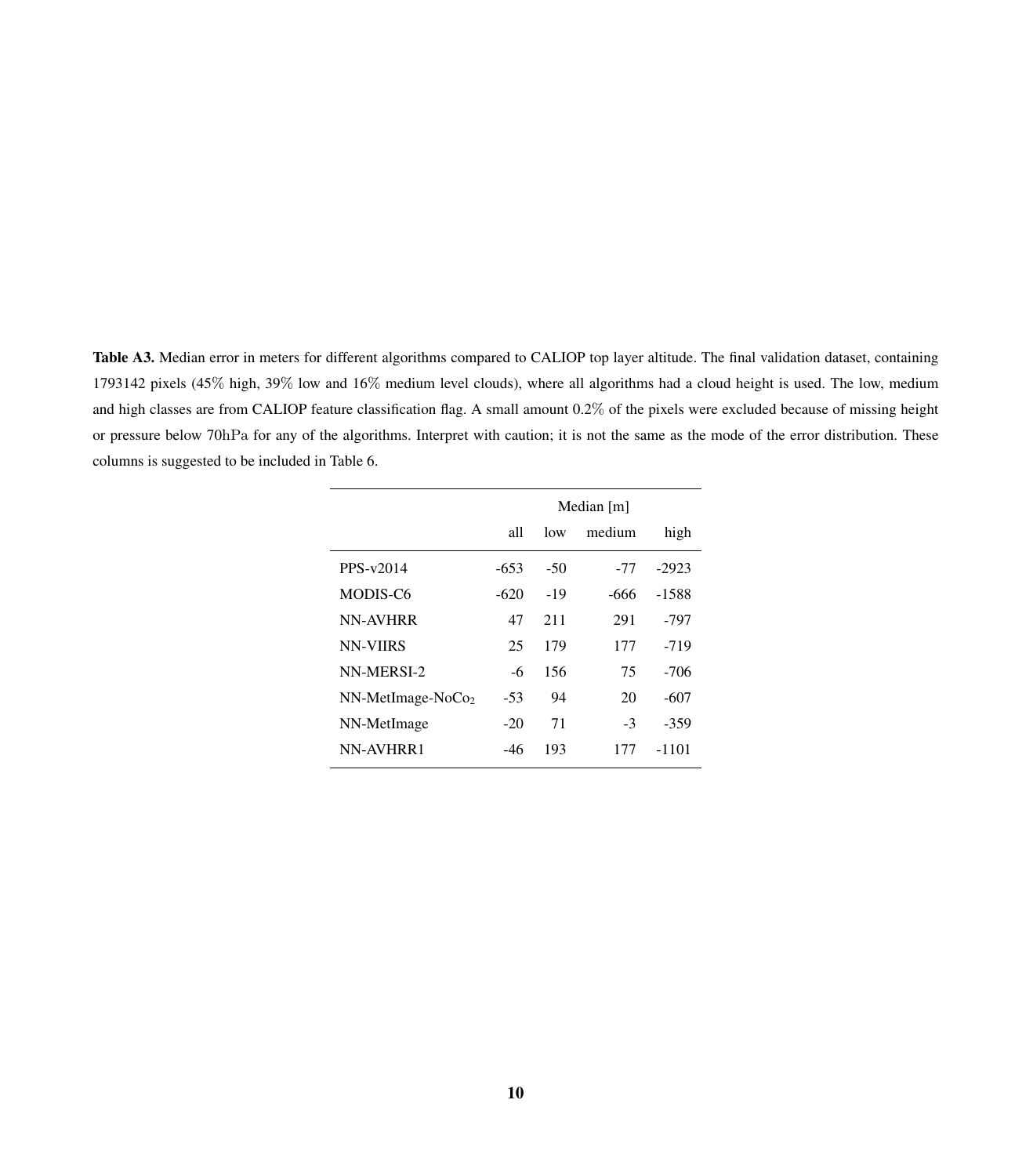**Table A3.** Median error in meters for different algorithms compared to CALIOP top layer altitude. The final validation dataset, containing 1793142 pixels (45% high, 39% low and 16% medium level clouds), where all algorithms had a cloud height is used. The low, medium and high classes are from CALIOP feature classification flag. A small amount 0.2% of the pixels were excluded because of missing height or pressure below $70\,\mathrm{hPa}$ for any of the algorithms. Interpret with caution; it is not the same as the mode of the error distribution. These columns is suggested to be included in Table 6.

| | Median [m] | | | |
|---|---|---|---|---|
| | all | low | medium | high |
| PPS-v2014 | -653 | -50 | -77 | -2923 |
| MODIS-C6 | -620 | -19 | -666 | -1588 |
| NN-AVHRR | 47 | 211 | 291 | -797 |
| NN-VIIRS | 25 | 179 | 177 | -719 |
| NN-MERSI-2 | -6 | 156 | 75 | -706 |
| NN-MetImage-NoCo$_2$ | -53 | 94 | 20 | -607 |
| NN-MetImage | -20 | 71 | -3 | -359 |
| NN-AVHRR1 | -46 | 193 | 177 | -1101 |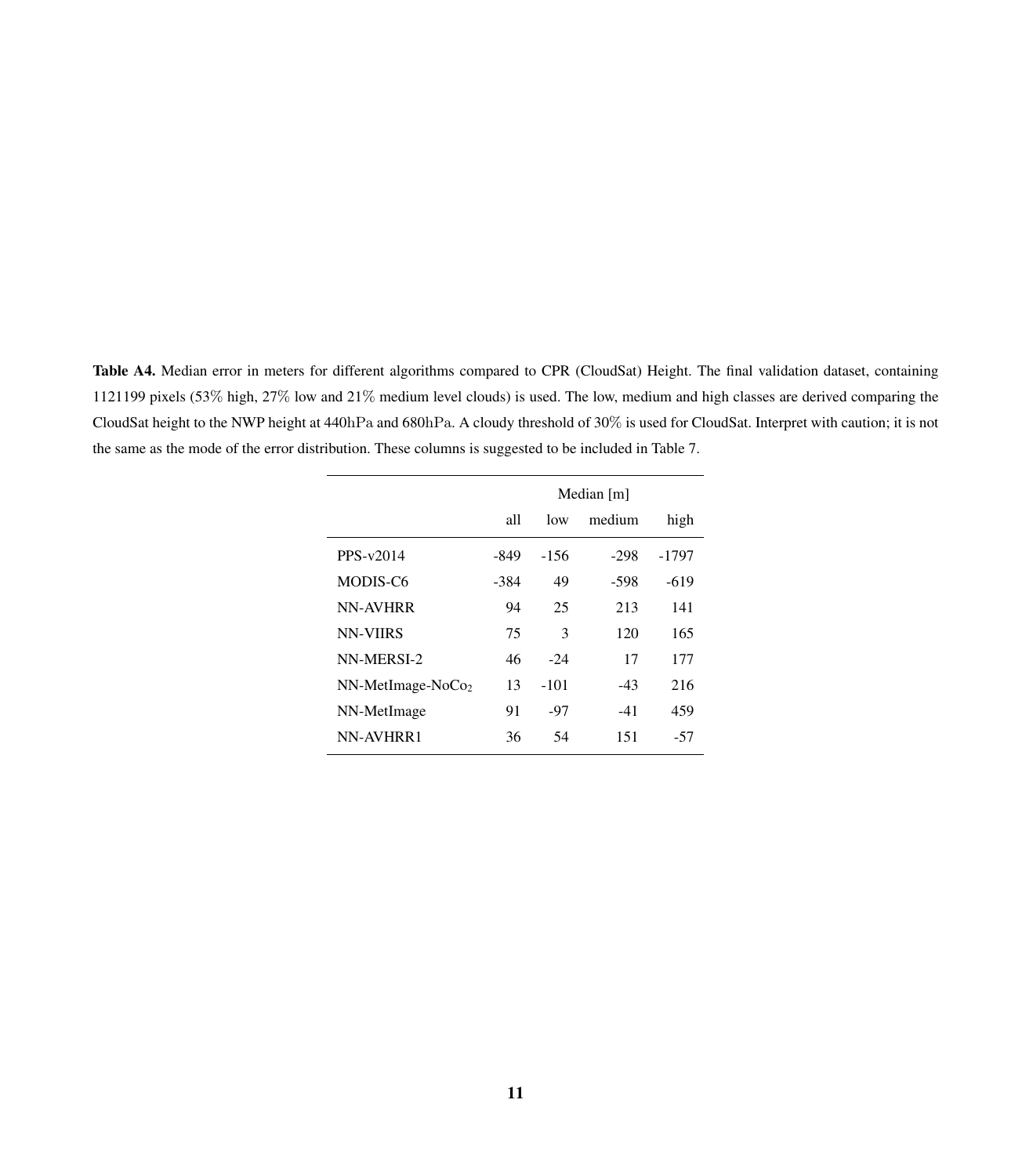**Table A4.** Median error in meters for different algorithms compared to CPR (CloudSat) Height. The final validation dataset, containing 1121199 pixels (53% high, 27% low and 21% medium level clouds) is used. The low, medium and high classes are derived comparing the CloudSat height to the NWP height at 440hPa and 680hPa. A cloudy threshold of 30% is used for CloudSat. Interpret with caution; it is not the same as the mode of the error distribution. These columns is suggested to be included in Table 7.

| | Median [m] | | | |
|---|---|---|---|---|
| | all | low | medium | high |
| PPS-v2014 | -849 | -156 | -298 | -1797 |
| MODIS-C6 | -384 | 49 | -598 | -619 |
| NN-AVHRR | 94 | 25 | 213 | 141 |
| NN-VIIRS | 75 | 3 | 120 | 165 |
| NN-MERSI-2 | 46 | -24 | 17 | 177 |
| NN-MetImage-NoCo$_2$ | 13 | -101 | -43 | 216 |
| NN-MetImage | 91 | -97 | -41 | 459 |
| NN-AVHRR1 | 36 | 54 | 151 | -57 |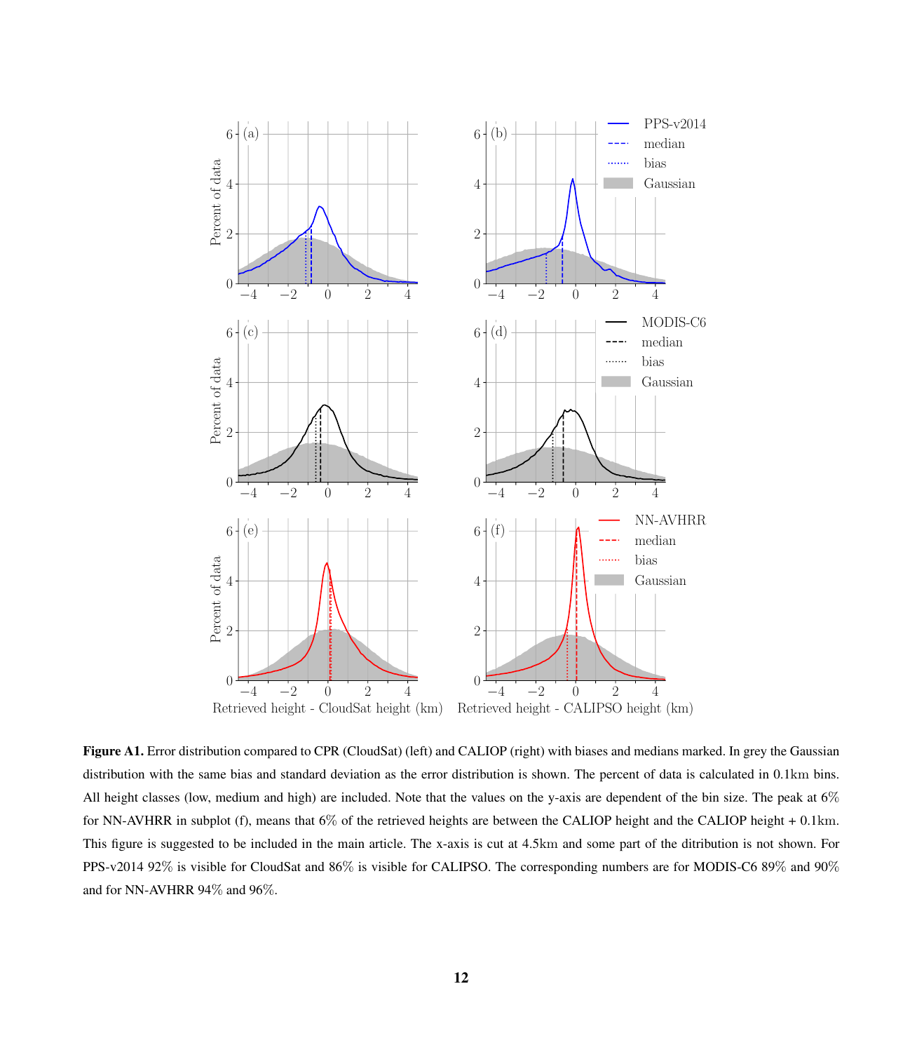**Figure A1.** Error distribution compared to CPR (CloudSat) (left) and CALIOP (right) with biases and medians marked. In grey the Gaussian distribution with the same bias and standard deviation as the error distribution is shown. The percent of data is calculated in 0.1km bins. All height classes (low, medium and high) are included. Note that the values on the y-axis are dependent of the bin size. The peak at 6% for NN-AVHRR in subplot (f), means that 6% of the retrieved heights are between the CALIOP height and the CALIOP height + 0.1km. This figure is suggested to be included in the main article. The x-axis is cut at 4.5km and some part of the ditribution is not shown. For PPS-v2014 92% is visible for CloudSat and 86% is visible for CALIPSO. The corresponding numbers are for MODIS-C6 89% and 90% and for NN-AVHRR 94% and 96%.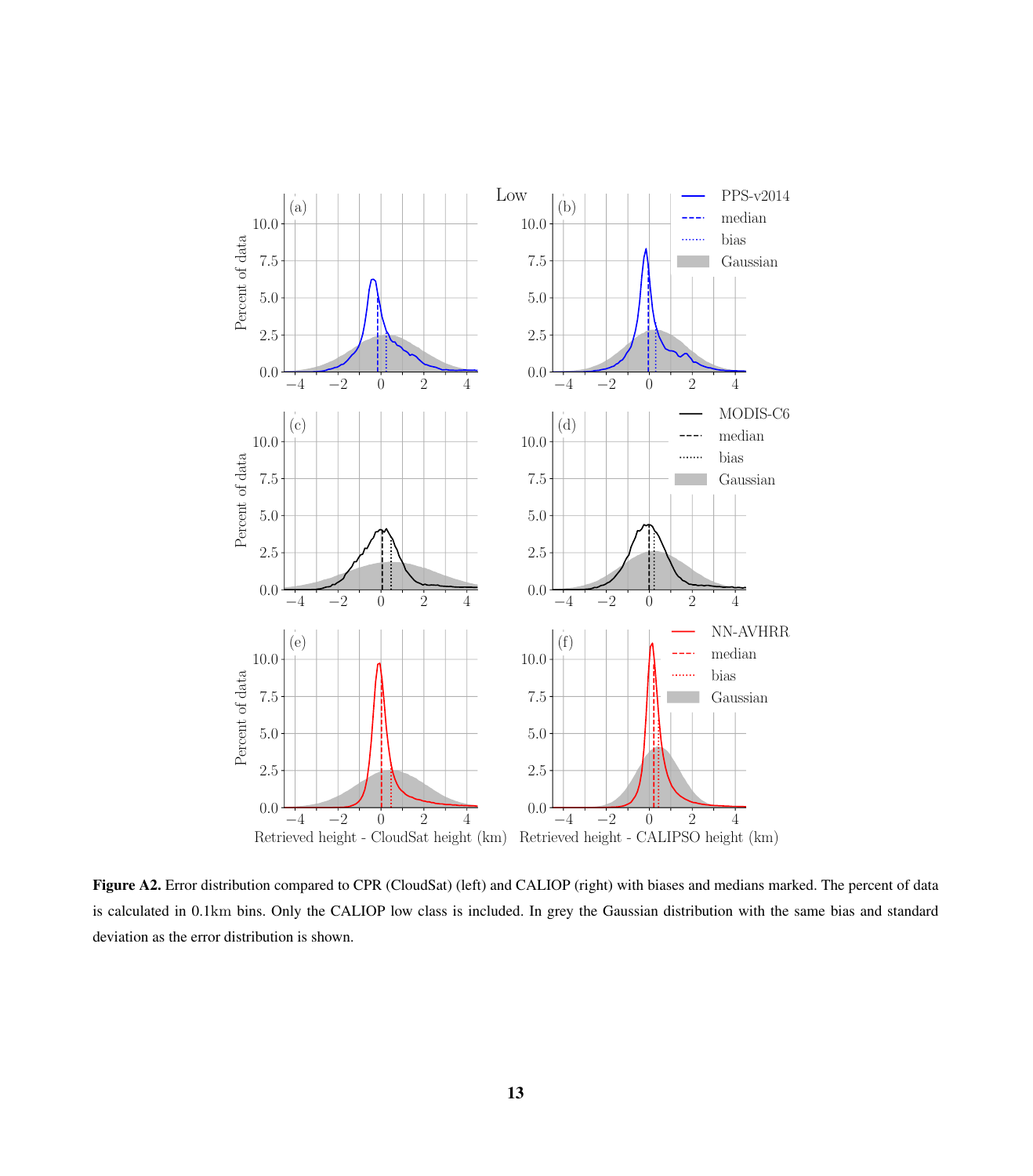**Figure A2.** Error distribution compared to CPR (CloudSat) (left) and CALIOP (right) with biases and medians marked. The percent of data is calculated in 0.1km bins. Only the CALIOP low class is included. In grey the Gaussian distribution with the same bias and standard deviation as the error distribution is shown.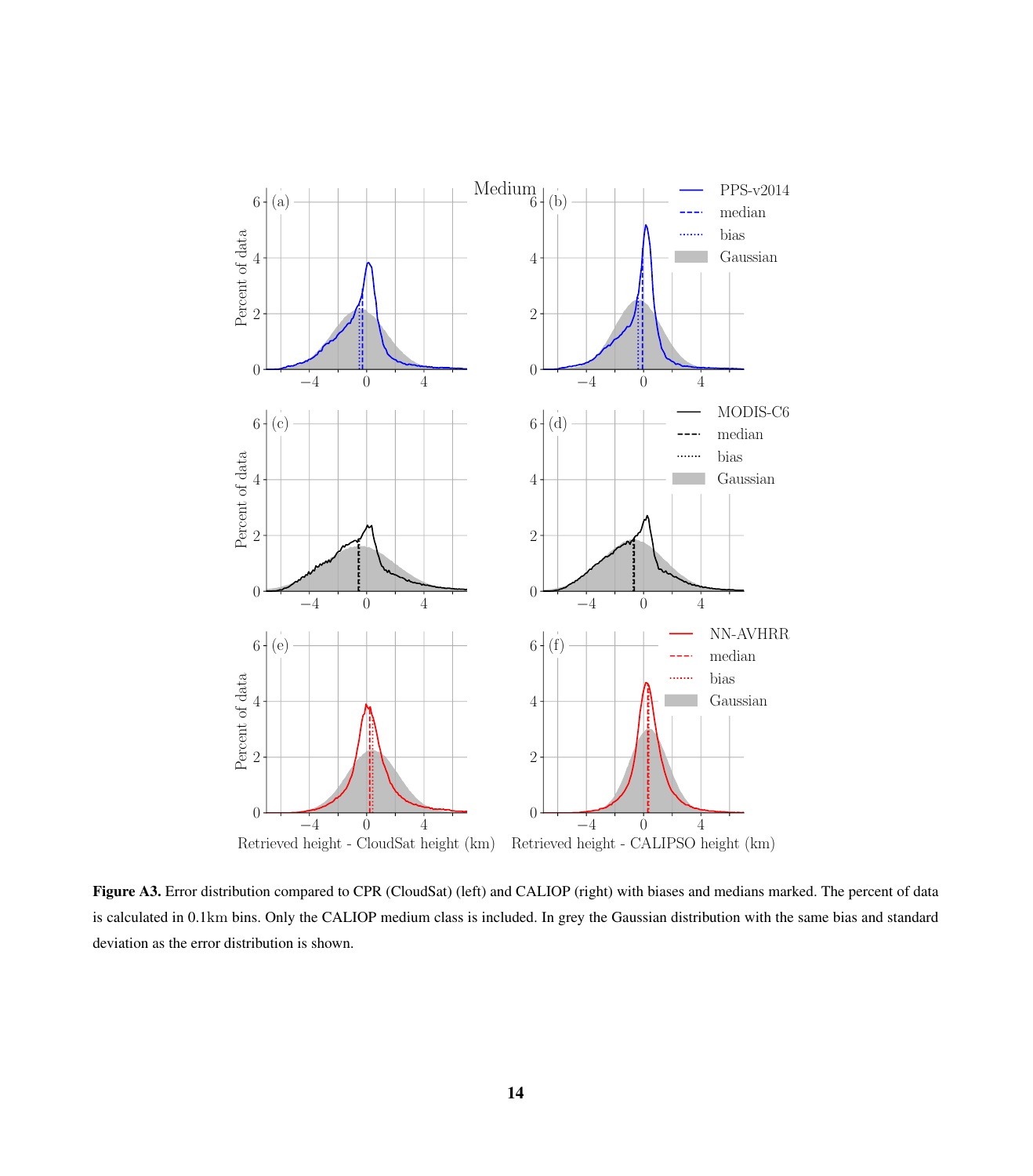**Figure A3.** Error distribution compared to CPR (CloudSat) (left) and CALIOP (right) with biases and medians marked. The percent of data is calculated in 0.1km bins. Only the CALIOP medium class is included. In grey the Gaussian distribution with the same bias and standard deviation as the error distribution is shown.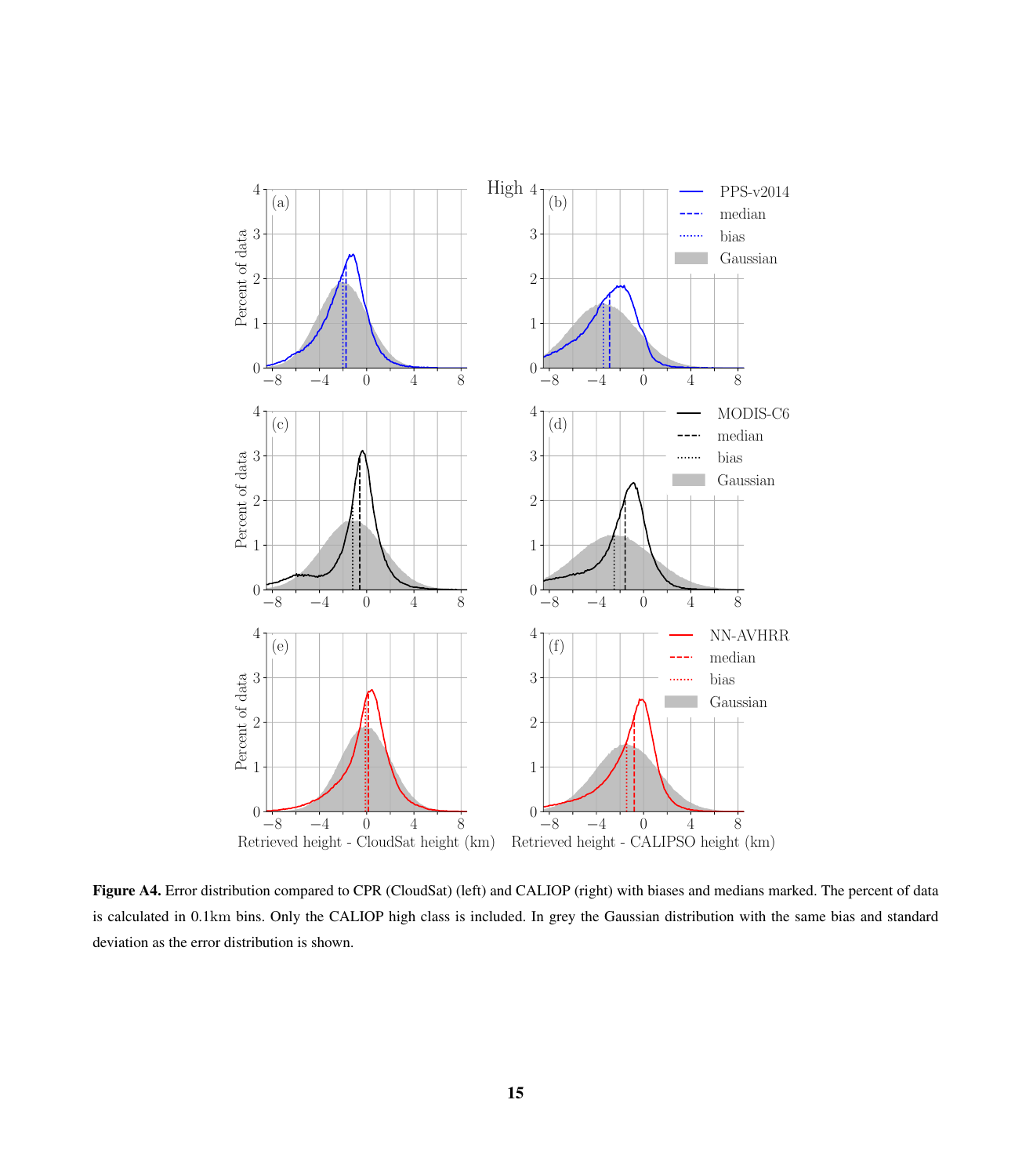High

(a)

(b)

PPS-v2014

median

bias

Gaussian

(c)

(d)

MODIS-C6

median

bias

Gaussian

(e)

(f)

NN-AVHRR

median

bias

Gaussian

Percent of data

4

3

2

1

0

−8 −4 0 4 8

Retrieved height - CloudSat height (km)

Retrieved height - CALIPSO height (km)

**Figure A4.** Error distribution compared to CPR (CloudSat) (left) and CALIOP (right) with biases and medians marked. The percent of data is calculated in 0.1km bins. Only the CALIOP high class is included. In grey the Gaussian distribution with the same bias and standard deviation as the error distribution is shown.